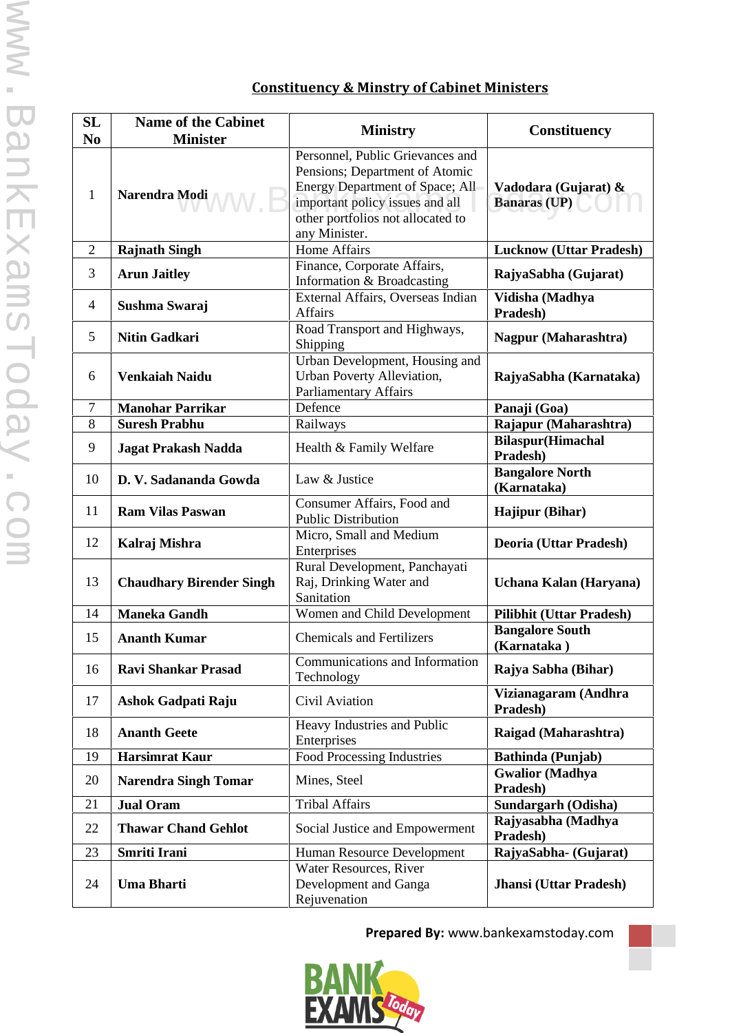## Constituency & Minstry of Cabinet Ministers

| SL No | Name of the Cabinet Minister | Ministry | Constituency |
|---|---|---|---|
| 1 | **Narendra Modi** | Personnel, Public Grievances and Pensions; Department of Atomic Energy Department of Space; All important policy issues and all other portfolios not allocated to any Minister. | **Vadodara (Gujarat) & Banaras (UP)** |
| 2 | **Rajnath Singh** | Home Affairs | **Lucknow (Uttar Pradesh)** |
| 3 | **Arun Jaitley** | Finance, Corporate Affairs, Information & Broadcasting | **RajyaSabha (Gujarat)** |
| 4 | **Sushma Swaraj** | External Affairs, Overseas Indian Affairs | **Vidisha (Madhya Pradesh)** |
| 5 | **Nitin Gadkari** | Road Transport and Highways, Shipping | **Nagpur (Maharashtra)** |
| 6 | **Venkaiah Naidu** | Urban Development, Housing and Urban Poverty Alleviation, Parliamentary Affairs | **RajyaSabha (Karnataka)** |
| 7 | **Manohar Parrikar** | Defence | **Panaji (Goa)** |
| 8 | **Suresh Prabhu** | Railways | **Rajapur (Maharashtra)** |
| 9 | **Jagat Prakash Nadda** | Health & Family Welfare | **Bilaspur(Himachal Pradesh)** |
| 10 | **D. V. Sadananda Gowda** | Law & Justice | **Bangalore North (Karnataka)** |
| 11 | **Ram Vilas Paswan** | Consumer Affairs, Food and Public Distribution | **Hajipur (Bihar)** |
| 12 | **Kalraj Mishra** | Micro, Small and Medium Enterprises | **Deoria (Uttar Pradesh)** |
| 13 | **Chaudhary Birender Singh** | Rural Development, Panchayati Raj, Drinking Water and Sanitation | **Uchana Kalan (Haryana)** |
| 14 | **Maneka Gandh** | Women and Child Development | **Pilibhit (Uttar Pradesh)** |
| 15 | **Ananth Kumar** | Chemicals and Fertilizers | **Bangalore South (Karnataka )** |
| 16 | **Ravi Shankar Prasad** | Communications and Information Technology | **Rajya Sabha (Bihar)** |
| 17 | **Ashok Gadpati Raju** | Civil Aviation | **Vizianagaram (Andhra Pradesh)** |
| 18 | **Ananth Geete** | Heavy Industries and Public Enterprises | **Raigad (Maharashtra)** |
| 19 | **Harsimrat Kaur** | Food Processing Industries | **Bathinda (Punjab)** |
| 20 | **Narendra Singh Tomar** | Mines, Steel | **Gwalior (Madhya Pradesh)** |
| 21 | **Jual Oram** | Tribal Affairs | **Sundargarh (Odisha)** |
| 22 | **Thawar Chand Gehlot** | Social Justice and Empowerment | **Rajyasabha (Madhya Pradesh)** |
| 23 | **Smriti Irani** | Human Resource Development | **RajyaSabha- (Gujarat)** |
| 24 | **Uma Bharti** | Water Resources, River Development and Ganga Rejuvenation | **Jhansi (Uttar Pradesh)** |

**Prepared By:** www.bankexamstoday.com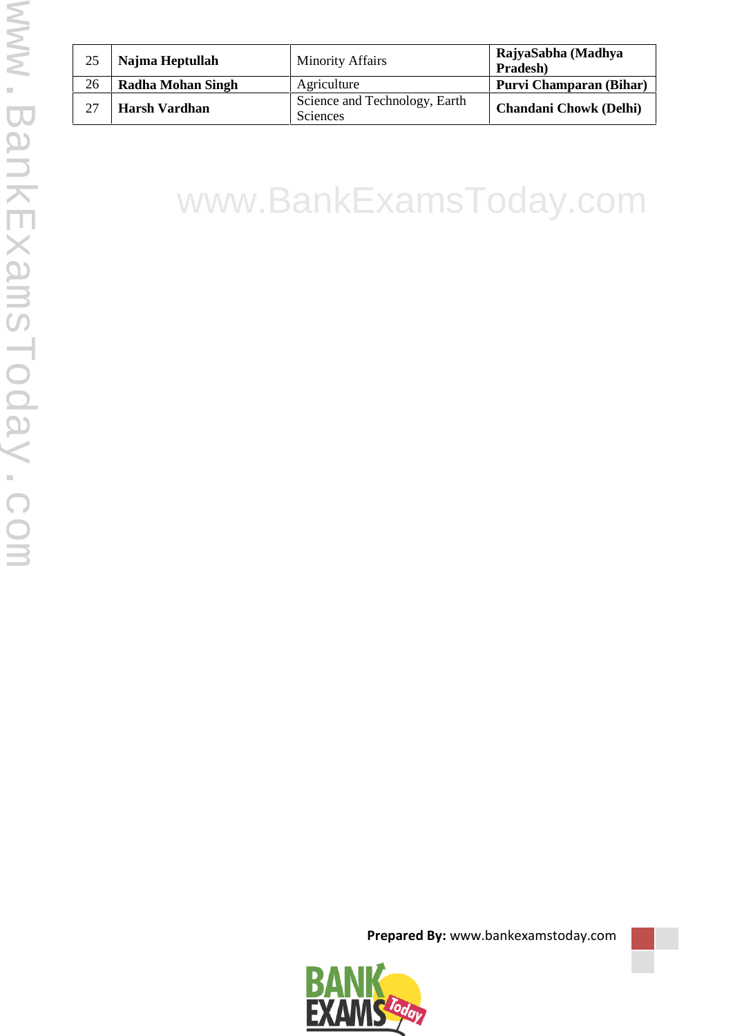| | | | |
|---|---|---|---|
| 25 | **Najma Heptullah** | Minority Affairs | **RajyaSabha (Madhya Pradesh)** |
| 26 | **Radha Mohan Singh** | Agriculture | **Purvi Champaran (Bihar)** |
| 27 | **Harsh Vardhan** | Science and Technology, Earth Sciences | **Chandani Chowk (Delhi)** |